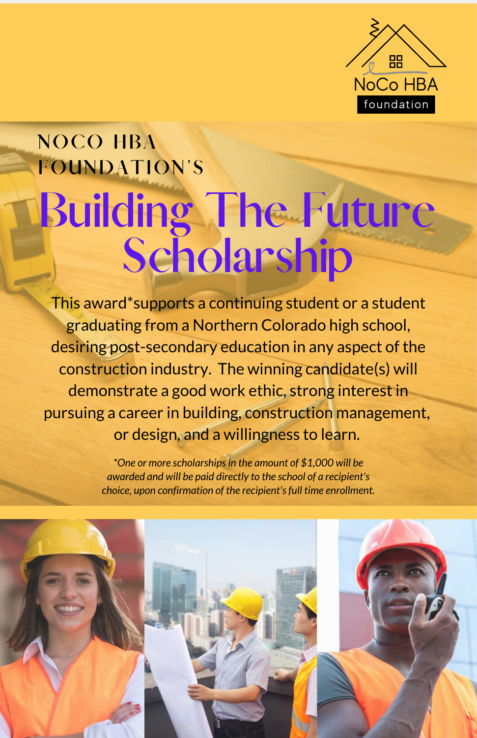NoCo HBA foundation

NOCO HBA FOUNDATION'S

# Building The Future Scholarship

This award*supports a continuing student or a student graduating from a Northern Colorado high school, desiring post-secondary education in any aspect of the construction industry. The winning candidate(s) will demonstrate a good work ethic, strong interest in pursuing a career in building, construction management, or design, and a willingness to learn.

*\*One or more scholarships in the amount of $1,000 will be awarded and will be paid directly to the school of a recipient's choice, upon confirmation of the recipient's full time enrollment.*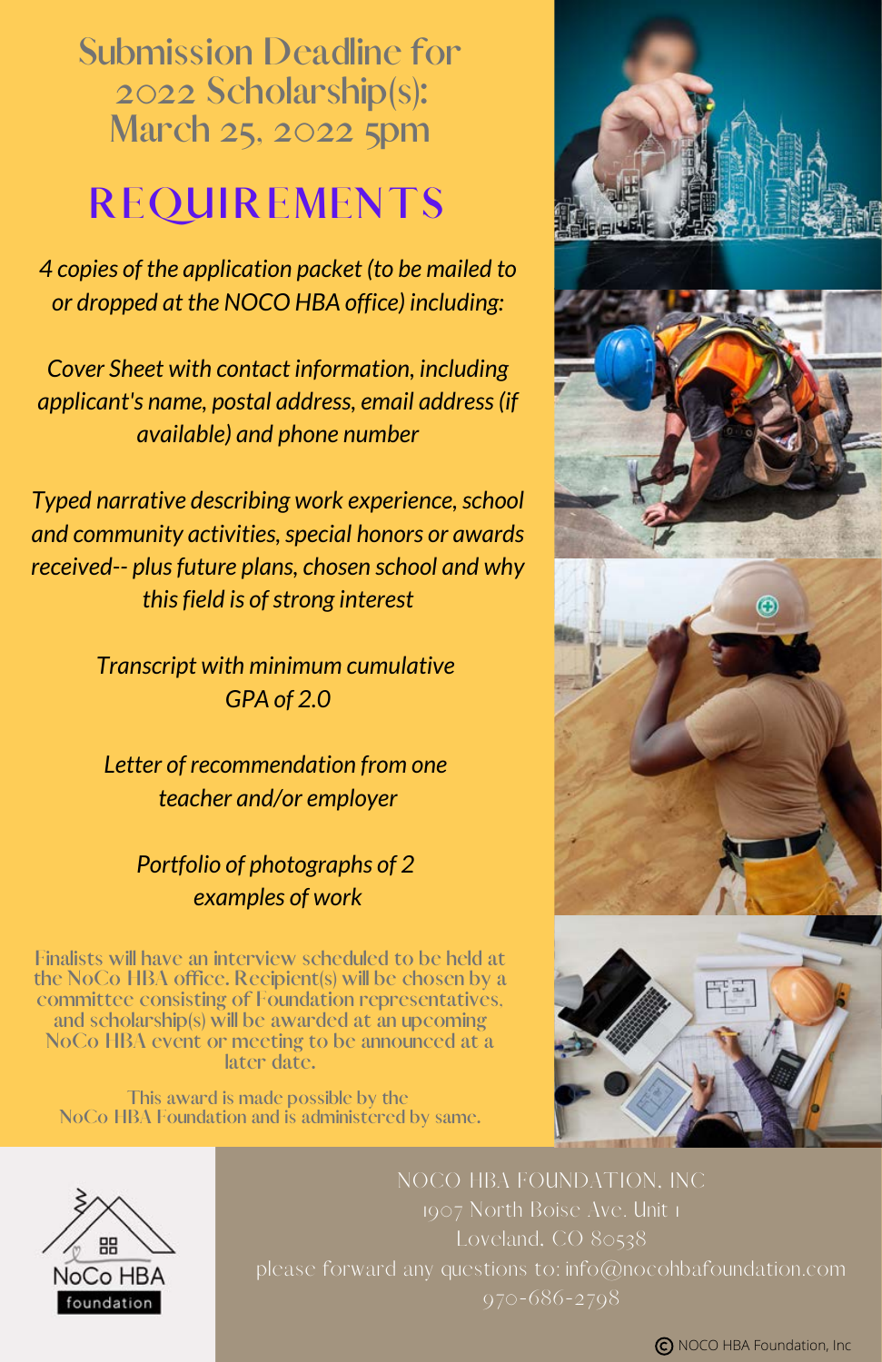# Submission Deadline for 2022 Scholarship(s): March 25, 2022 5pm

## REQUIREMENTS

*4 copies of the application packet (to be mailed to or dropped at the NOCO HBA office) including:*

*Cover Sheet with contact information, including applicant's name, postal address, email address (if available) and phone number*

*Typed narrative describing work experience, school and community activities, special honors or awards received-- plus future plans, chosen school and why this field is of strong interest*

*Transcript with minimum cumulative GPA of 2.0*

*Letter of recommendation from one teacher and/or employer*

*Portfolio of photographs of 2 examples of work*

Finalists will have an interview scheduled to be held at the NoCo HBA office. Recipient(s) will be chosen by a committee consisting of Foundation representatives, and scholarship(s) will be awarded at an upcoming NoCo HBA event or meeting to be announced at a later date.

This award is made possible by the NoCo HBA Foundation and is administered by same.

NoCo HBA foundation

NOCO HBA FOUNDATION, INC
1907 North Boise Ave. Unit 1
Loveland, CO 80538
please forward any questions to: info@nocohbafoundation.com
970-686-2798

© NOCO HBA Foundation, Inc